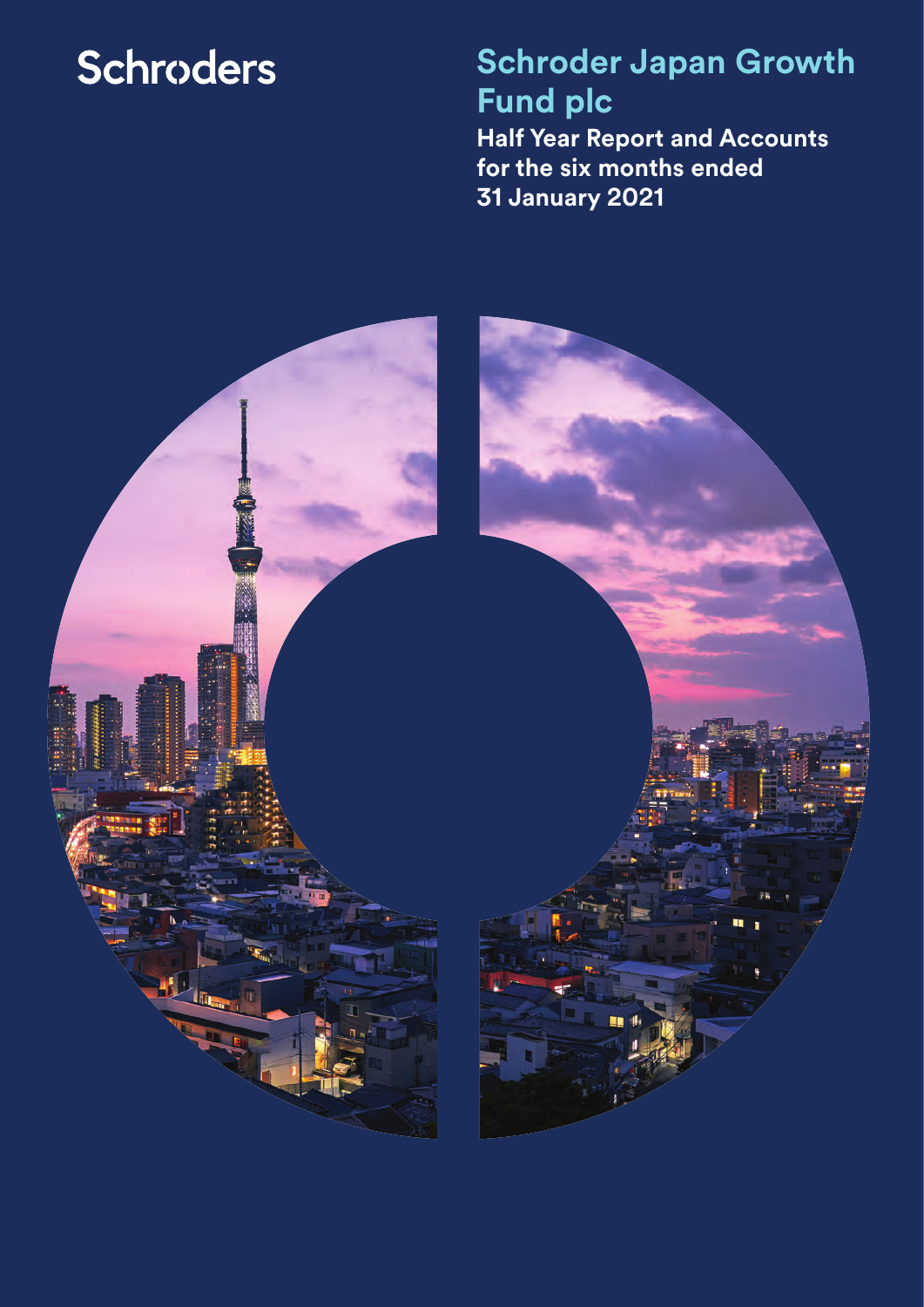Schroders

# Schroder Japan Growth Fund plc

**Half Year Report and Accounts for the six months ended 31 January 2021**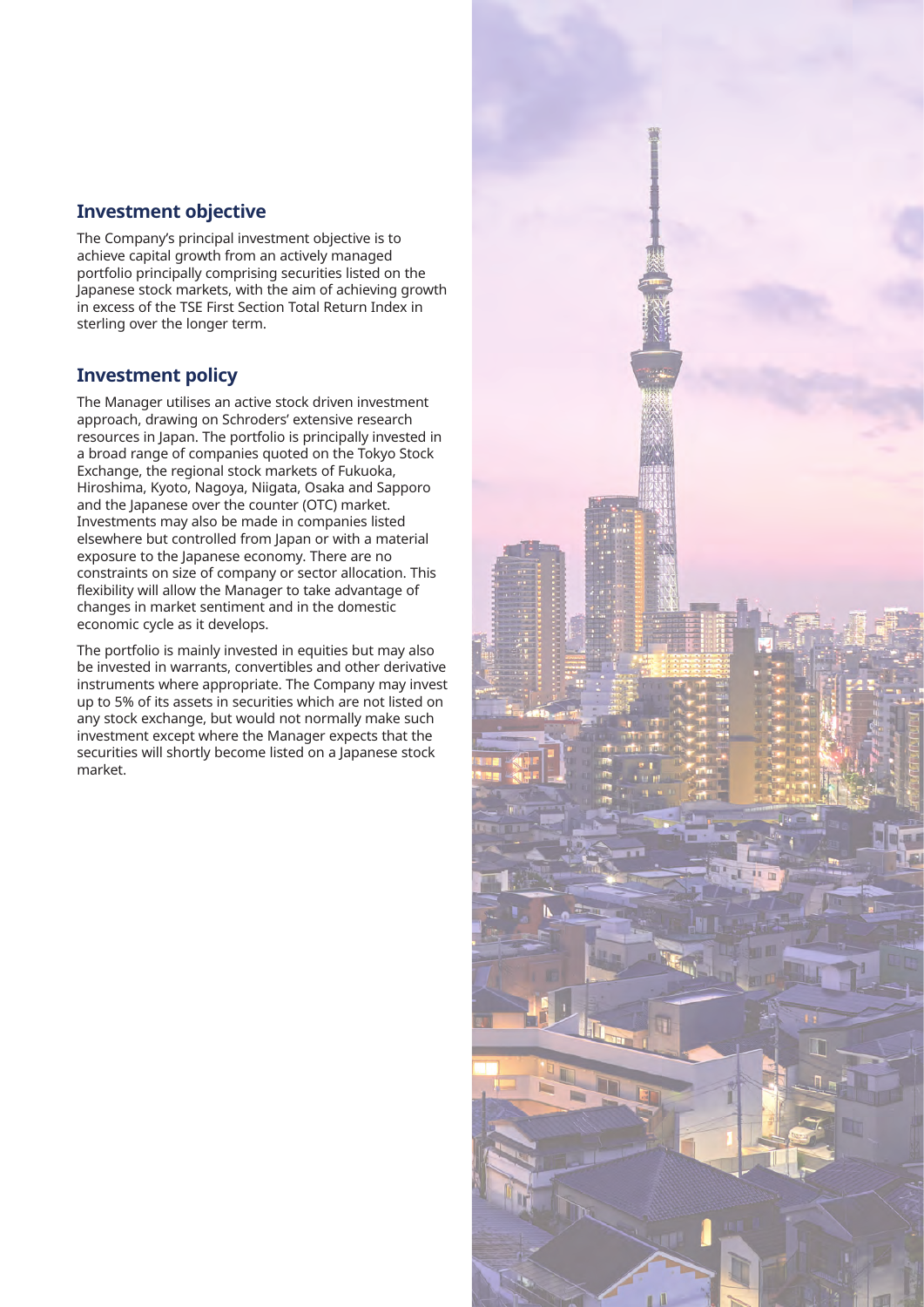## Investment objective

The Company's principal investment objective is to achieve capital growth from an actively managed portfolio principally comprising securities listed on the Japanese stock markets, with the aim of achieving growth in excess of the TSE First Section Total Return Index in sterling over the longer term.

## Investment policy

The Manager utilises an active stock driven investment approach, drawing on Schroders' extensive research resources in Japan. The portfolio is principally invested in a broad range of companies quoted on the Tokyo Stock Exchange, the regional stock markets of Fukuoka, Hiroshima, Kyoto, Nagoya, Niigata, Osaka and Sapporo and the Japanese over the counter (OTC) market. Investments may also be made in companies listed elsewhere but controlled from Japan or with a material exposure to the Japanese economy. There are no constraints on size of company or sector allocation. This flexibility will allow the Manager to take advantage of changes in market sentiment and in the domestic economic cycle as it develops.

The portfolio is mainly invested in equities but may also be invested in warrants, convertibles and other derivative instruments where appropriate. The Company may invest up to 5% of its assets in securities which are not listed on any stock exchange, but would not normally make such investment except where the Manager expects that the securities will shortly become listed on a Japanese stock market.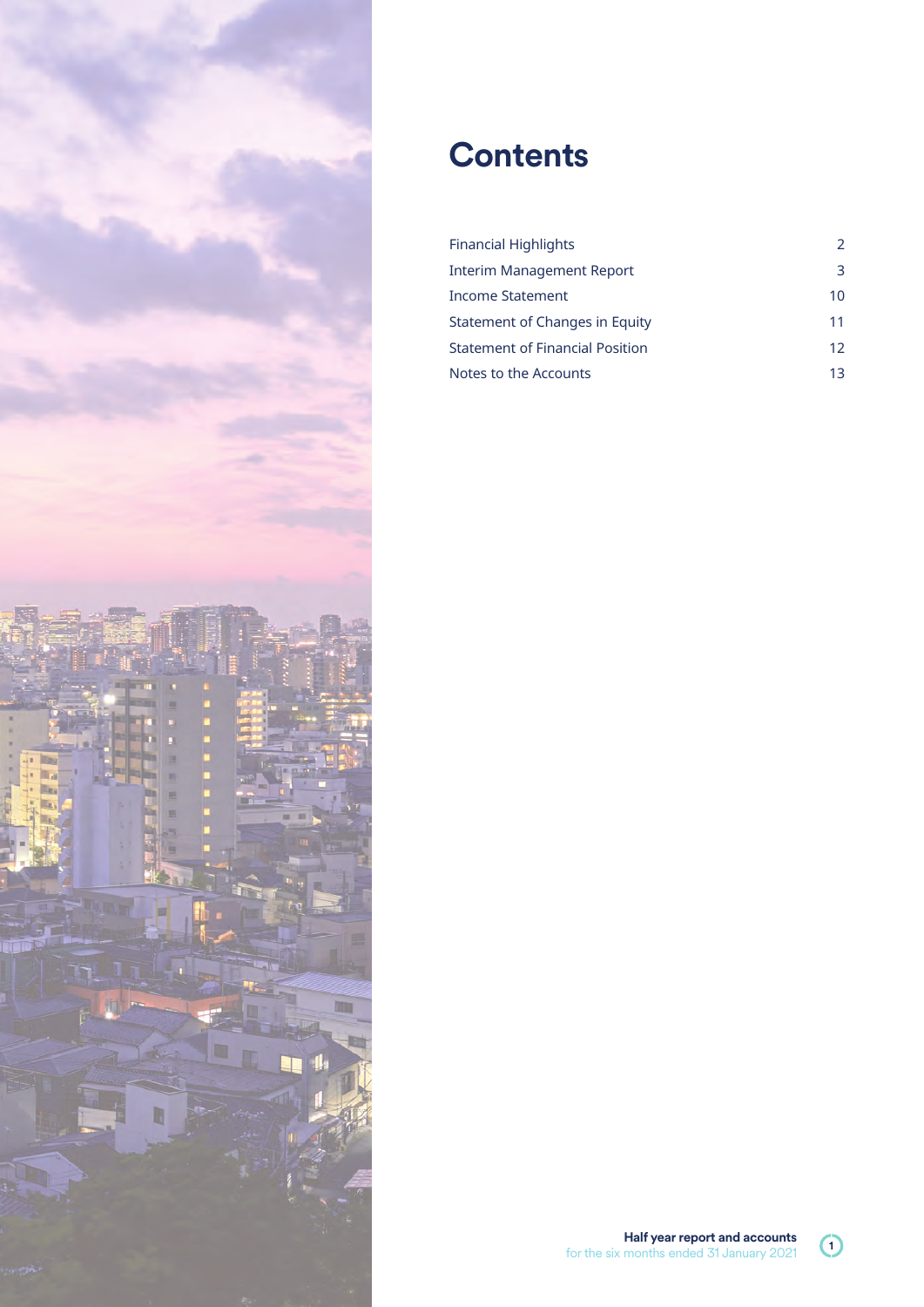# Contents

| | |
|---|---|
| Financial Highlights | 2 |
| Interim Management Report | 3 |
| Income Statement | 10 |
| Statement of Changes in Equity | 11 |
| Statement of Financial Position | 12 |
| Notes to the Accounts | 13 |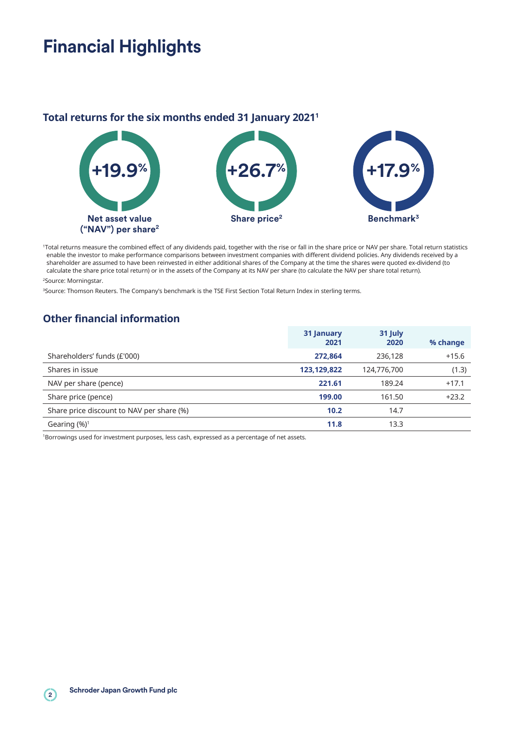# Financial Highlights

## Total returns for the six months ended 31 January 2021[1]

**+19.9%**
Net asset value ("NAV") per share[2]

**+26.7%**
Share price[2]

**+17.9%**
Benchmark[3]

[1]Total returns measure the combined effect of any dividends paid, together with the rise or fall in the share price or NAV per share. Total return statistics enable the investor to make performance comparisons between investment companies with different dividend policies. Any dividends received by a shareholder are assumed to have been reinvested in either additional shares of the Company at the time the shares were quoted ex-dividend (to calculate the share price total return) or in the assets of the Company at its NAV per share (to calculate the NAV per share total return).

[2]Source: Morningstar.

[3]Source: Thomson Reuters. The Company's benchmark is the TSE First Section Total Return Index in sterling terms.

## Other financial information

| | 31 January 2021 | 31 July 2020 | % change |
|---|---|---|---|
| Shareholders' funds (£'000) | **272,864** | 236,128 | +15.6 |
| Shares in issue | **123,129,822** | 124,776,700 | (1.3) |
| NAV per share (pence) | **221.61** | 189.24 | +17.1 |
| Share price (pence) | **199.00** | 161.50 | +23.2 |
| Share price discount to NAV per share (%) | **10.2** | 14.7 | |
| Gearing (%)[1] | **11.8** | 13.3 | |

[1]Borrowings used for investment purposes, less cash, expressed as a percentage of net assets.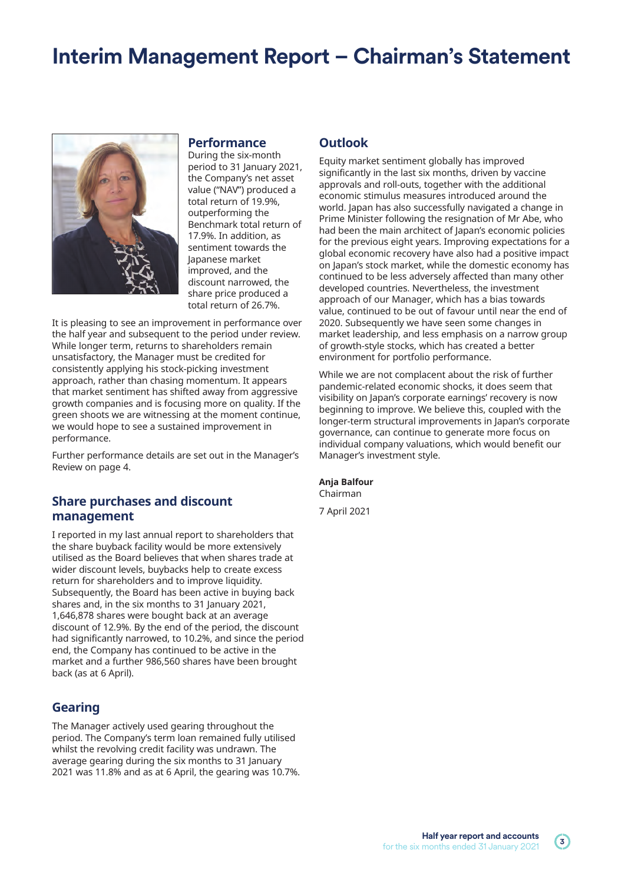# Interim Management Report – Chairman's Statement

## Performance

During the six-month period to 31 January 2021, the Company's net asset value ("NAV") produced a total return of 19.9%, outperforming the Benchmark total return of 17.9%. In addition, as sentiment towards the Japanese market improved, and the discount narrowed, the share price produced a total return of 26.7%.

It is pleasing to see an improvement in performance over the half year and subsequent to the period under review. While longer term, returns to shareholders remain unsatisfactory, the Manager must be credited for consistently applying his stock-picking investment approach, rather than chasing momentum. It appears that market sentiment has shifted away from aggressive growth companies and is focusing more on quality. If the green shoots we are witnessing at the moment continue, we would hope to see a sustained improvement in performance.

Further performance details are set out in the Manager's Review on page 4.

## Share purchases and discount management

I reported in my last annual report to shareholders that the share buyback facility would be more extensively utilised as the Board believes that when shares trade at wider discount levels, buybacks help to create excess return for shareholders and to improve liquidity. Subsequently, the Board has been active in buying back shares and, in the six months to 31 January 2021, 1,646,878 shares were bought back at an average discount of 12.9%. By the end of the period, the discount had significantly narrowed, to 10.2%, and since the period end, the Company has continued to be active in the market and a further 986,560 shares have been brought back (as at 6 April).

## Gearing

The Manager actively used gearing throughout the period. The Company's term loan remained fully utilised whilst the revolving credit facility was undrawn. The average gearing during the six months to 31 January 2021 was 11.8% and as at 6 April, the gearing was 10.7%.

## Outlook

Equity market sentiment globally has improved significantly in the last six months, driven by vaccine approvals and roll-outs, together with the additional economic stimulus measures introduced around the world. Japan has also successfully navigated a change in Prime Minister following the resignation of Mr Abe, who had been the main architect of Japan's economic policies for the previous eight years. Improving expectations for a global economic recovery have also had a positive impact on Japan's stock market, while the domestic economy has continued to be less adversely affected than many other developed countries. Nevertheless, the investment approach of our Manager, which has a bias towards value, continued to be out of favour until near the end of 2020. Subsequently we have seen some changes in market leadership, and less emphasis on a narrow group of growth-style stocks, which has created a better environment for portfolio performance.

While we are not complacent about the risk of further pandemic-related economic shocks, it does seem that visibility on Japan's corporate earnings' recovery is now beginning to improve. We believe this, coupled with the longer-term structural improvements in Japan's corporate governance, can continue to generate more focus on individual company valuations, which would benefit our Manager's investment style.

**Anja Balfour**
Chairman

7 April 2021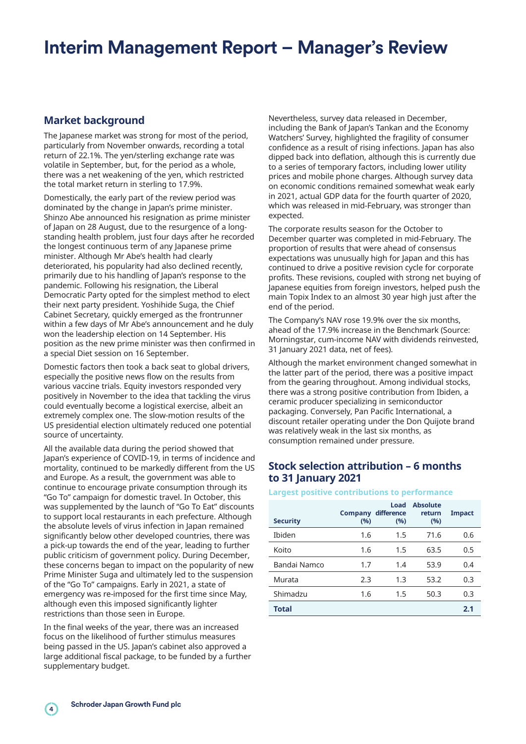# Interim Management Report – Manager's Review

## Market background

The Japanese market was strong for most of the period, particularly from November onwards, recording a total return of 22.1%. The yen/sterling exchange rate was volatile in September, but, for the period as a whole, there was a net weakening of the yen, which restricted the total market return in sterling to 17.9%.

Domestically, the early part of the review period was dominated by the change in Japan's prime minister. Shinzo Abe announced his resignation as prime minister of Japan on 28 August, due to the resurgence of a long-standing health problem, just four days after he recorded the longest continuous term of any Japanese prime minister. Although Mr Abe's health had clearly deteriorated, his popularity had also declined recently, primarily due to his handling of Japan's response to the pandemic. Following his resignation, the Liberal Democratic Party opted for the simplest method to elect their next party president. Yoshihide Suga, the Chief Cabinet Secretary, quickly emerged as the frontrunner within a few days of Mr Abe's announcement and he duly won the leadership election on 14 September. His position as the new prime minister was then confirmed in a special Diet session on 16 September.

Domestic factors then took a back seat to global drivers, especially the positive news flow on the results from various vaccine trials. Equity investors responded very positively in November to the idea that tackling the virus could eventually become a logistical exercise, albeit an extremely complex one. The slow-motion results of the US presidential election ultimately reduced one potential source of uncertainty.

All the available data during the period showed that Japan's experience of COVID-19, in terms of incidence and mortality, continued to be markedly different from the US and Europe. As a result, the government was able to continue to encourage private consumption through its "Go To" campaign for domestic travel. In October, this was supplemented by the launch of "Go To Eat" discounts to support local restaurants in each prefecture. Although the absolute levels of virus infection in Japan remained significantly below other developed countries, there was a pick-up towards the end of the year, leading to further public criticism of government policy. During December, these concerns began to impact on the popularity of new Prime Minister Suga and ultimately led to the suspension of the "Go To" campaigns. Early in 2021, a state of emergency was re-imposed for the first time since May, although even this imposed significantly lighter restrictions than those seen in Europe.

In the final weeks of the year, there was an increased focus on the likelihood of further stimulus measures being passed in the US. Japan's cabinet also approved a large additional fiscal package, to be funded by a further supplementary budget.

Nevertheless, survey data released in December, including the Bank of Japan's Tankan and the Economy Watchers' Survey, highlighted the fragility of consumer confidence as a result of rising infections. Japan has also dipped back into deflation, although this is currently due to a series of temporary factors, including lower utility prices and mobile phone charges. Although survey data on economic conditions remained somewhat weak early in 2021, actual GDP data for the fourth quarter of 2020, which was released in mid-February, was stronger than expected.

The corporate results season for the October to December quarter was completed in mid-February. The proportion of results that were ahead of consensus expectations was unusually high for Japan and this has continued to drive a positive revision cycle for corporate profits. These revisions, coupled with strong net buying of Japanese equities from foreign investors, helped push the main Topix Index to an almost 30 year high just after the end of the period.

The Company's NAV rose 19.9% over the six months, ahead of the 17.9% increase in the Benchmark (Source: Morningstar, cum-income NAV with dividends reinvested, 31 January 2021 data, net of fees).

Although the market environment changed somewhat in the latter part of the period, there was a positive impact from the gearing throughout. Among individual stocks, there was a strong positive contribution from Ibiden, a ceramic producer specializing in semiconductor packaging. Conversely, Pan Pacific International, a discount retailer operating under the Don Quijote brand was relatively weak in the last six months, as consumption remained under pressure.

## Stock selection attribution – 6 months to 31 January 2021

### Largest positive contributions to performance

| Security | Company (%) | Load difference (%) | Absolute return (%) | Impact |
|---|---|---|---|---|
| Ibiden | 1.6 | 1.5 | 71.6 | 0.6 |
| Koito | 1.6 | 1.5 | 63.5 | 0.5 |
| Bandai Namco | 1.7 | 1.4 | 53.9 | 0.4 |
| Murata | 2.3 | 1.3 | 53.2 | 0.3 |
| Shimadzu | 1.6 | 1.5 | 50.3 | 0.3 |
| **Total** | | | | **2.1** |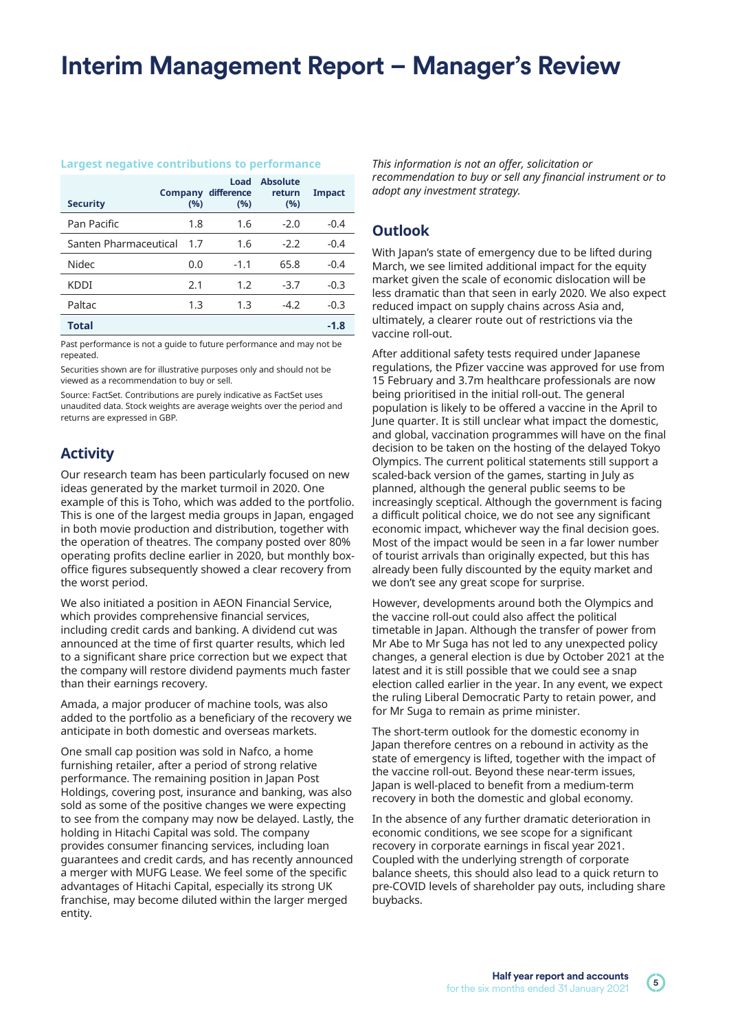# Interim Management Report – Manager's Review

**Largest negative contributions to performance**

| Security | Company (%) | Load difference (%) | Absolute return (%) | Impact |
|---|---|---|---|---|
| Pan Pacific | 1.8 | 1.6 | -2.0 | -0.4 |
| Santen Pharmaceutical | 1.7 | 1.6 | -2.2 | -0.4 |
| Nidec | 0.0 | -1.1 | 65.8 | -0.4 |
| KDDI | 2.1 | 1.2 | -3.7 | -0.3 |
| Paltac | 1.3 | 1.3 | -4.2 | -0.3 |
| **Total** | | | | **-1.8** |

Past performance is not a guide to future performance and may not be repeated.

Securities shown are for illustrative purposes only and should not be viewed as a recommendation to buy or sell.

Source: FactSet. Contributions are purely indicative as FactSet uses unaudited data. Stock weights are average weights over the period and returns are expressed in GBP.

## Activity

Our research team has been particularly focused on new ideas generated by the market turmoil in 2020. One example of this is Toho, which was added to the portfolio. This is one of the largest media groups in Japan, engaged in both movie production and distribution, together with the operation of theatres. The company posted over 80% operating profits decline earlier in 2020, but monthly box-office figures subsequently showed a clear recovery from the worst period.

We also initiated a position in AEON Financial Service, which provides comprehensive financial services, including credit cards and banking. A dividend cut was announced at the time of first quarter results, which led to a significant share price correction but we expect that the company will restore dividend payments much faster than their earnings recovery.

Amada, a major producer of machine tools, was also added to the portfolio as a beneficiary of the recovery we anticipate in both domestic and overseas markets.

One small cap position was sold in Nafco, a home furnishing retailer, after a period of strong relative performance. The remaining position in Japan Post Holdings, covering post, insurance and banking, was also sold as some of the positive changes we were expecting to see from the company may now be delayed. Lastly, the holding in Hitachi Capital was sold. The company provides consumer financing services, including loan guarantees and credit cards, and has recently announced a merger with MUFG Lease. We feel some of the specific advantages of Hitachi Capital, especially its strong UK franchise, may become diluted within the larger merged entity.

*This information is not an offer, solicitation or recommendation to buy or sell any financial instrument or to adopt any investment strategy.*

## Outlook

With Japan's state of emergency due to be lifted during March, we see limited additional impact for the equity market given the scale of economic dislocation will be less dramatic than that seen in early 2020. We also expect reduced impact on supply chains across Asia and, ultimately, a clearer route out of restrictions via the vaccine roll-out.

After additional safety tests required under Japanese regulations, the Pfizer vaccine was approved for use from 15 February and 3.7m healthcare professionals are now being prioritised in the initial roll-out. The general population is likely to be offered a vaccine in the April to June quarter. It is still unclear what impact the domestic, and global, vaccination programmes will have on the final decision to be taken on the hosting of the delayed Tokyo Olympics. The current political statements still support a scaled-back version of the games, starting in July as planned, although the general public seems to be increasingly sceptical. Although the government is facing a difficult political choice, we do not see any significant economic impact, whichever way the final decision goes. Most of the impact would be seen in a far lower number of tourist arrivals than originally expected, but this has already been fully discounted by the equity market and we don't see any great scope for surprise.

However, developments around both the Olympics and the vaccine roll-out could also affect the political timetable in Japan. Although the transfer of power from Mr Abe to Mr Suga has not led to any unexpected policy changes, a general election is due by October 2021 at the latest and it is still possible that we could see a snap election called earlier in the year. In any event, we expect the ruling Liberal Democratic Party to retain power, and for Mr Suga to remain as prime minister.

The short-term outlook for the domestic economy in Japan therefore centres on a rebound in activity as the state of emergency is lifted, together with the impact of the vaccine roll-out. Beyond these near-term issues, Japan is well-placed to benefit from a medium-term recovery in both the domestic and global economy.

In the absence of any further dramatic deterioration in economic conditions, we see scope for a significant recovery in corporate earnings in fiscal year 2021. Coupled with the underlying strength of corporate balance sheets, this should also lead to a quick return to pre-COVID levels of shareholder pay outs, including share buybacks.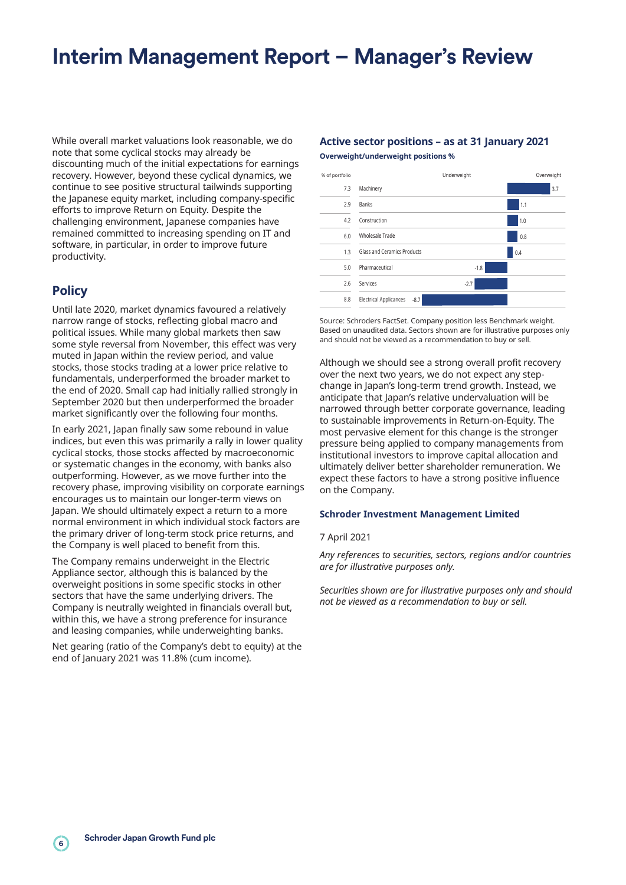# Interim Management Report – Manager's Review

While overall market valuations look reasonable, we do note that some cyclical stocks may already be discounting much of the initial expectations for earnings recovery. However, beyond these cyclical dynamics, we continue to see positive structural tailwinds supporting the Japanese equity market, including company-specific efforts to improve Return on Equity. Despite the challenging environment, Japanese companies have remained committed to increasing spending on IT and software, in particular, in order to improve future productivity.

## Policy

Until late 2020, market dynamics favoured a relatively narrow range of stocks, reflecting global macro and political issues. While many global markets then saw some style reversal from November, this effect was very muted in Japan within the review period, and value stocks, those stocks trading at a lower price relative to fundamentals, underperformed the broader market to the end of 2020. Small cap had initially rallied strongly in September 2020 but then underperformed the broader market significantly over the following four months.

In early 2021, Japan finally saw some rebound in value indices, but even this was primarily a rally in lower quality cyclical stocks, those stocks affected by macroeconomic or systematic changes in the economy, with banks also outperforming. However, as we move further into the recovery phase, improving visibility on corporate earnings encourages us to maintain our longer-term views on Japan. We should ultimately expect a return to a more normal environment in which individual stock factors are the primary driver of long-term stock price returns, and the Company is well placed to benefit from this.

The Company remains underweight in the Electric Appliance sector, although this is balanced by the overweight positions in some specific stocks in other sectors that have the same underlying drivers. The Company is neutrally weighted in financials overall but, within this, we have a strong preference for insurance and leasing companies, while underweighting banks.

Net gearing (ratio of the Company's debt to equity) at the end of January 2021 was 11.8% (cum income).

### Active sector positions – as at 31 January 2021

**Overweight/underweight positions %**

| % of portfolio | Sector | Underweight | Overweight |
|---|---|---|---|
| 7.3 | Machinery | | 3.7 |
| 2.9 | Banks | | 1.1 |
| 4.2 | Construction | | 1.0 |
| 6.0 | Wholesale Trade | | 0.8 |
| 1.3 | Glass and Ceramics Products | | 0.4 |
| 5.0 | Pharmaceutical | -1.8 | |
| 2.6 | Services | -2.7 | |
| 8.8 | Electrical Applicances | -8.7 | |

Source: Schroders FactSet. Company position less Benchmark weight. Based on unaudited data. Sectors shown are for illustrative purposes only and should not be viewed as a recommendation to buy or sell.

Although we should see a strong overall profit recovery over the next two years, we do not expect any step-change in Japan's long-term trend growth. Instead, we anticipate that Japan's relative undervaluation will be narrowed through better corporate governance, leading to sustainable improvements in Return-on-Equity. The most pervasive element for this change is the stronger pressure being applied to company managements from institutional investors to improve capital allocation and ultimately deliver better shareholder remuneration. We expect these factors to have a strong positive influence on the Company.

**Schroder Investment Management Limited**

7 April 2021

*Any references to securities, sectors, regions and/or countries are for illustrative purposes only.*

*Securities shown are for illustrative purposes only and should not be viewed as a recommendation to buy or sell.*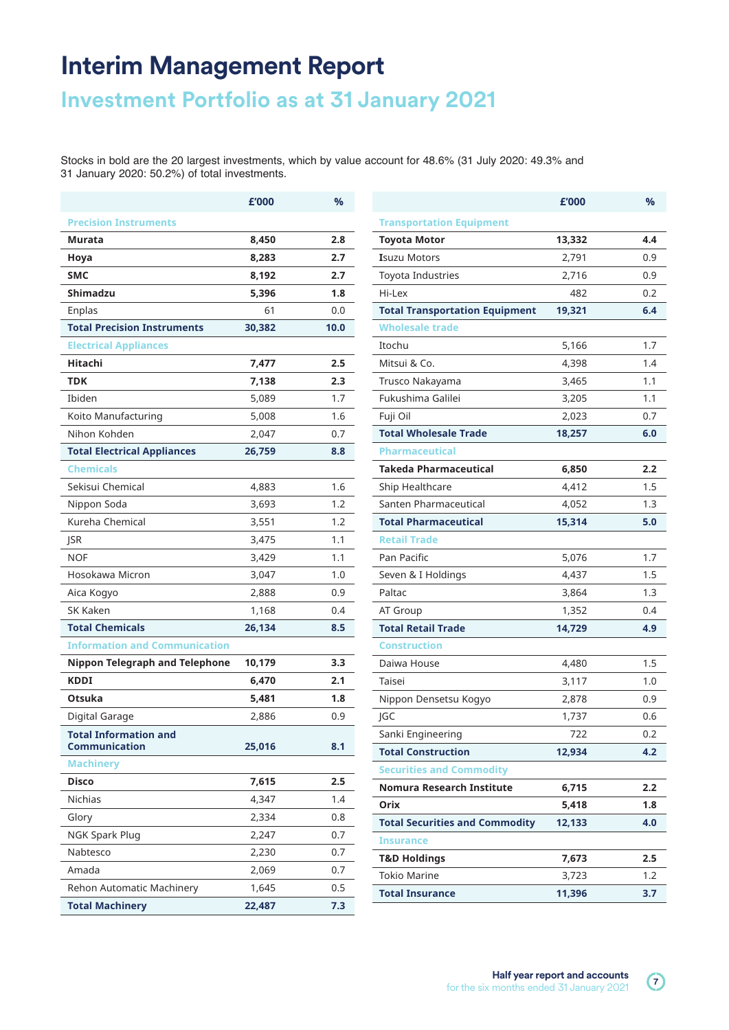# Interim Management Report

## Investment Portfolio as at 31 January 2021

Stocks in bold are the 20 largest investments, which by value account for 48.6% (31 July 2020: 49.3% and 31 January 2020: 50.2%) of total investments.

| | £'000 | % |
|---|---|---|
| **Precision Instruments** | | |
| **Murata** | **8,450** | **2.8** |
| **Hoya** | **8,283** | **2.7** |
| **SMC** | **8,192** | **2.7** |
| **Shimadzu** | **5,396** | **1.8** |
| Enplas | 61 | 0.0 |
| **Total Precision Instruments** | **30,382** | **10.0** |
| **Electrical Appliances** | | |
| **Hitachi** | **7,477** | **2.5** |
| **TDK** | **7,138** | **2.3** |
| Ibiden | 5,089 | 1.7 |
| Koito Manufacturing | 5,008 | 1.6 |
| Nihon Kohden | 2,047 | 0.7 |
| **Total Electrical Appliances** | **26,759** | **8.8** |
| **Chemicals** | | |
| Sekisui Chemical | 4,883 | 1.6 |
| Nippon Soda | 3,693 | 1.2 |
| Kureha Chemical | 3,551 | 1.2 |
| JSR | 3,475 | 1.1 |
| NOF | 3,429 | 1.1 |
| Hosokawa Micron | 3,047 | 1.0 |
| Aica Kogyo | 2,888 | 0.9 |
| SK Kaken | 1,168 | 0.4 |
| **Total Chemicals** | **26,134** | **8.5** |
| **Information and Communication** | | |
| **Nippon Telegraph and Telephone** | **10,179** | **3.3** |
| **KDDI** | **6,470** | **2.1** |
| **Otsuka** | **5,481** | **1.8** |
| Digital Garage | 2,886 | 0.9 |
| **Total Information and Communication** | **25,016** | **8.1** |
| **Machinery** | | |
| **Disco** | **7,615** | **2.5** |
| Nichias | 4,347 | 1.4 |
| Glory | 2,334 | 0.8 |
| NGK Spark Plug | 2,247 | 0.7 |
| Nabtesco | 2,230 | 0.7 |
| Amada | 2,069 | 0.7 |
| Rehon Automatic Machinery | 1,645 | 0.5 |
| **Total Machinery** | **22,487** | **7.3** |

| | £'000 | % |
|---|---|---|
| **Transportation Equipment** | | |
| **Toyota Motor** | **13,332** | **4.4** |
| Isuzu Motors | 2,791 | 0.9 |
| Toyota Industries | 2,716 | 0.9 |
| Hi-Lex | 482 | 0.2 |
| **Total Transportation Equipment** | **19,321** | **6.4** |
| **Wholesale trade** | | |
| Itochu | 5,166 | 1.7 |
| Mitsui & Co. | 4,398 | 1.4 |
| Trusco Nakayama | 3,465 | 1.1 |
| Fukushima Galilei | 3,205 | 1.1 |
| Fuji Oil | 2,023 | 0.7 |
| **Total Wholesale Trade** | **18,257** | **6.0** |
| **Pharmaceutical** | | |
| **Takeda Pharmaceutical** | **6,850** | **2.2** |
| Ship Healthcare | 4,412 | 1.5 |
| Santen Pharmaceutical | 4,052 | 1.3 |
| **Total Pharmaceutical** | **15,314** | **5.0** |
| **Retail Trade** | | |
| Pan Pacific | 5,076 | 1.7 |
| Seven & I Holdings | 4,437 | 1.5 |
| Paltac | 3,864 | 1.3 |
| AT Group | 1,352 | 0.4 |
| **Total Retail Trade** | **14,729** | **4.9** |
| **Construction** | | |
| Daiwa House | 4,480 | 1.5 |
| Taisei | 3,117 | 1.0 |
| Nippon Densetsu Kogyo | 2,878 | 0.9 |
| JGC | 1,737 | 0.6 |
| Sanki Engineering | 722 | 0.2 |
| **Total Construction** | **12,934** | **4.2** |
| **Securities and Commodity** | | |
| **Nomura Research Institute** | **6,715** | **2.2** |
| **Orix** | **5,418** | **1.8** |
| **Total Securities and Commodity** | **12,133** | **4.0** |
| **Insurance** | | |
| **T&D Holdings** | **7,673** | **2.5** |
| Tokio Marine | 3,723 | 1.2 |
| **Total Insurance** | **11,396** | **3.7** |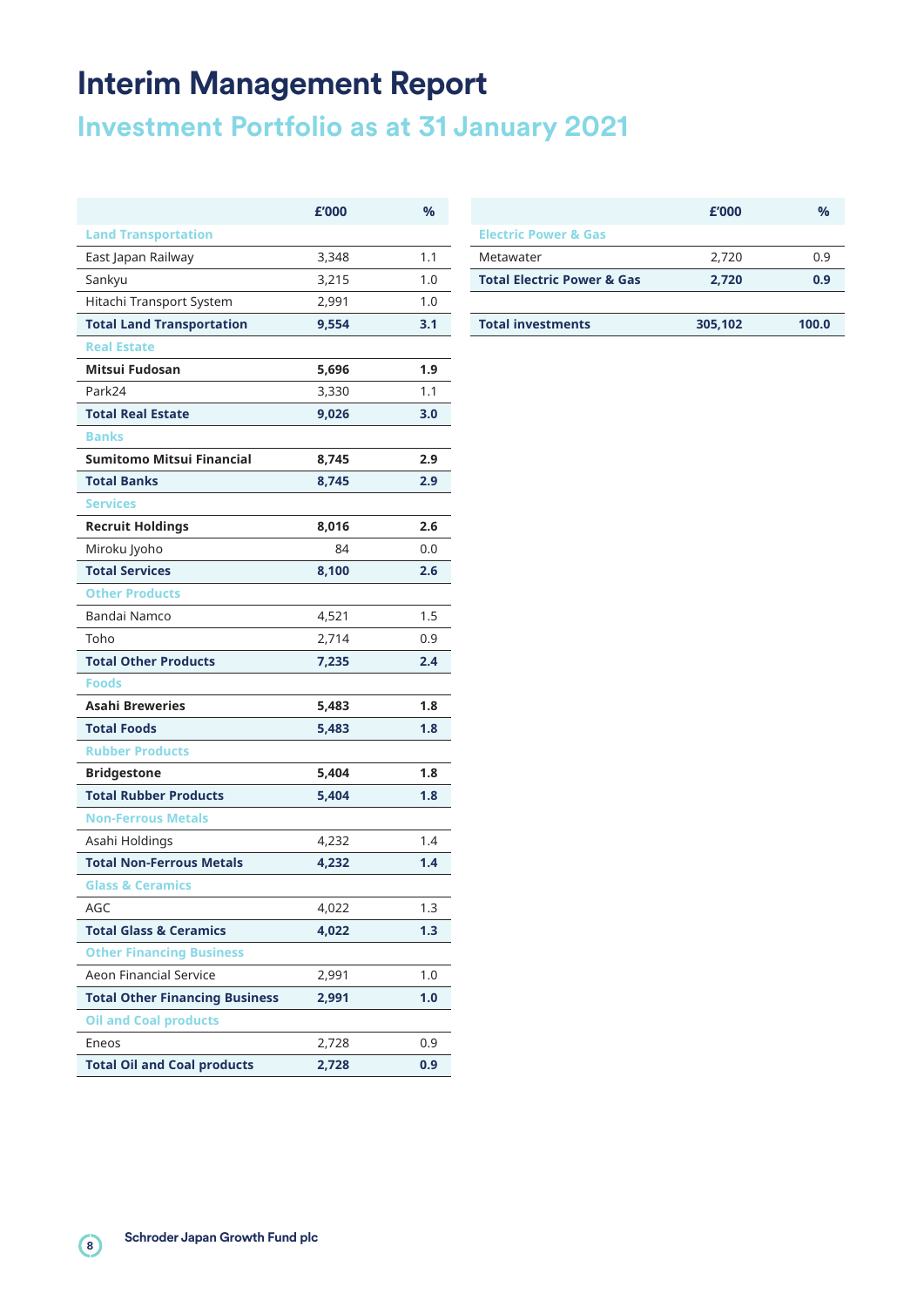# Interim Management Report

## Investment Portfolio as at 31 January 2021

| | £'000 | % |
|---|---|---|
| **Land Transportation** | | |
| East Japan Railway | 3,348 | 1.1 |
| Sankyu | 3,215 | 1.0 |
| Hitachi Transport System | 2,991 | 1.0 |
| **Total Land Transportation** | **9,554** | **3.1** |
| **Real Estate** | | |
| **Mitsui Fudosan** | **5,696** | **1.9** |
| Park24 | 3,330 | 1.1 |
| **Total Real Estate** | **9,026** | **3.0** |
| **Banks** | | |
| **Sumitomo Mitsui Financial** | **8,745** | **2.9** |
| **Total Banks** | **8,745** | **2.9** |
| **Services** | | |
| **Recruit Holdings** | **8,016** | **2.6** |
| Miroku Jyoho | 84 | 0.0 |
| **Total Services** | **8,100** | **2.6** |
| **Other Products** | | |
| Bandai Namco | 4,521 | 1.5 |
| Toho | 2,714 | 0.9 |
| **Total Other Products** | **7,235** | **2.4** |
| **Foods** | | |
| **Asahi Breweries** | **5,483** | **1.8** |
| **Total Foods** | **5,483** | **1.8** |
| **Rubber Products** | | |
| **Bridgestone** | **5,404** | **1.8** |
| **Total Rubber Products** | **5,404** | **1.8** |
| **Non-Ferrous Metals** | | |
| Asahi Holdings | 4,232 | 1.4 |
| **Total Non-Ferrous Metals** | **4,232** | **1.4** |
| **Glass & Ceramics** | | |
| AGC | 4,022 | 1.3 |
| **Total Glass & Ceramics** | **4,022** | **1.3** |
| **Other Financing Business** | | |
| Aeon Financial Service | 2,991 | 1.0 |
| **Total Other Financing Business** | **2,991** | **1.0** |
| **Oil and Coal products** | | |
| Eneos | 2,728 | 0.9 |
| **Total Oil and Coal products** | **2,728** | **0.9** |
| **Electric Power & Gas** | | |
| Metawater | 2,720 | 0.9 |
| **Total Electric Power & Gas** | **2,720** | **0.9** |
| **Total investments** | **305,102** | **100.0** |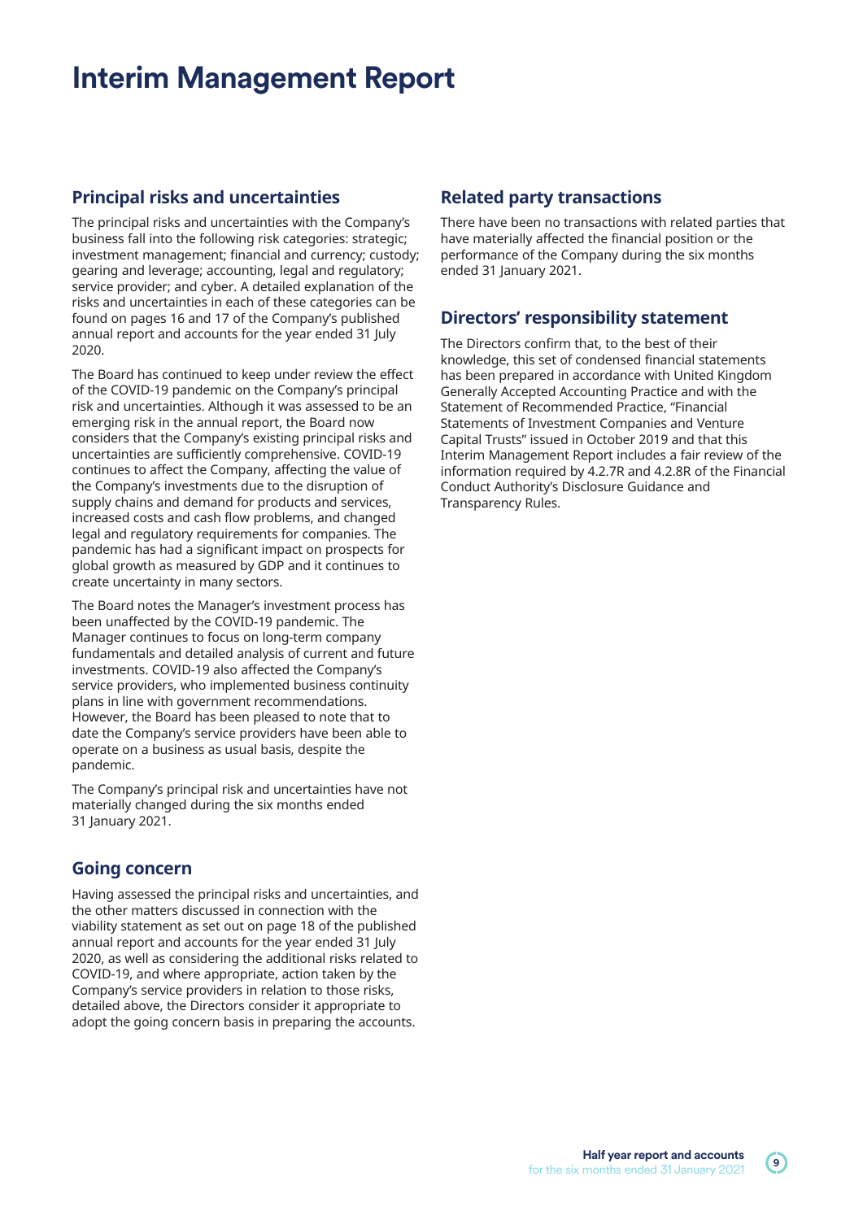# Interim Management Report

## Principal risks and uncertainties

The principal risks and uncertainties with the Company's business fall into the following risk categories: strategic; investment management; financial and currency; custody; gearing and leverage; accounting, legal and regulatory; service provider; and cyber. A detailed explanation of the risks and uncertainties in each of these categories can be found on pages 16 and 17 of the Company's published annual report and accounts for the year ended 31 July 2020.

The Board has continued to keep under review the effect of the COVID-19 pandemic on the Company's principal risk and uncertainties. Although it was assessed to be an emerging risk in the annual report, the Board now considers that the Company's existing principal risks and uncertainties are sufficiently comprehensive. COVID-19 continues to affect the Company, affecting the value of the Company's investments due to the disruption of supply chains and demand for products and services, increased costs and cash flow problems, and changed legal and regulatory requirements for companies. The pandemic has had a significant impact on prospects for global growth as measured by GDP and it continues to create uncertainty in many sectors.

The Board notes the Manager's investment process has been unaffected by the COVID-19 pandemic. The Manager continues to focus on long-term company fundamentals and detailed analysis of current and future investments. COVID-19 also affected the Company's service providers, who implemented business continuity plans in line with government recommendations. However, the Board has been pleased to note that to date the Company's service providers have been able to operate on a business as usual basis, despite the pandemic.

The Company's principal risk and uncertainties have not materially changed during the six months ended 31 January 2021.

## Going concern

Having assessed the principal risks and uncertainties, and the other matters discussed in connection with the viability statement as set out on page 18 of the published annual report and accounts for the year ended 31 July 2020, as well as considering the additional risks related to COVID-19, and where appropriate, action taken by the Company's service providers in relation to those risks, detailed above, the Directors consider it appropriate to adopt the going concern basis in preparing the accounts.

## Related party transactions

There have been no transactions with related parties that have materially affected the financial position or the performance of the Company during the six months ended 31 January 2021.

## Directors' responsibility statement

The Directors confirm that, to the best of their knowledge, this set of condensed financial statements has been prepared in accordance with United Kingdom Generally Accepted Accounting Practice and with the Statement of Recommended Practice, "Financial Statements of Investment Companies and Venture Capital Trusts" issued in October 2019 and that this Interim Management Report includes a fair review of the information required by 4.2.7R and 4.2.8R of the Financial Conduct Authority's Disclosure Guidance and Transparency Rules.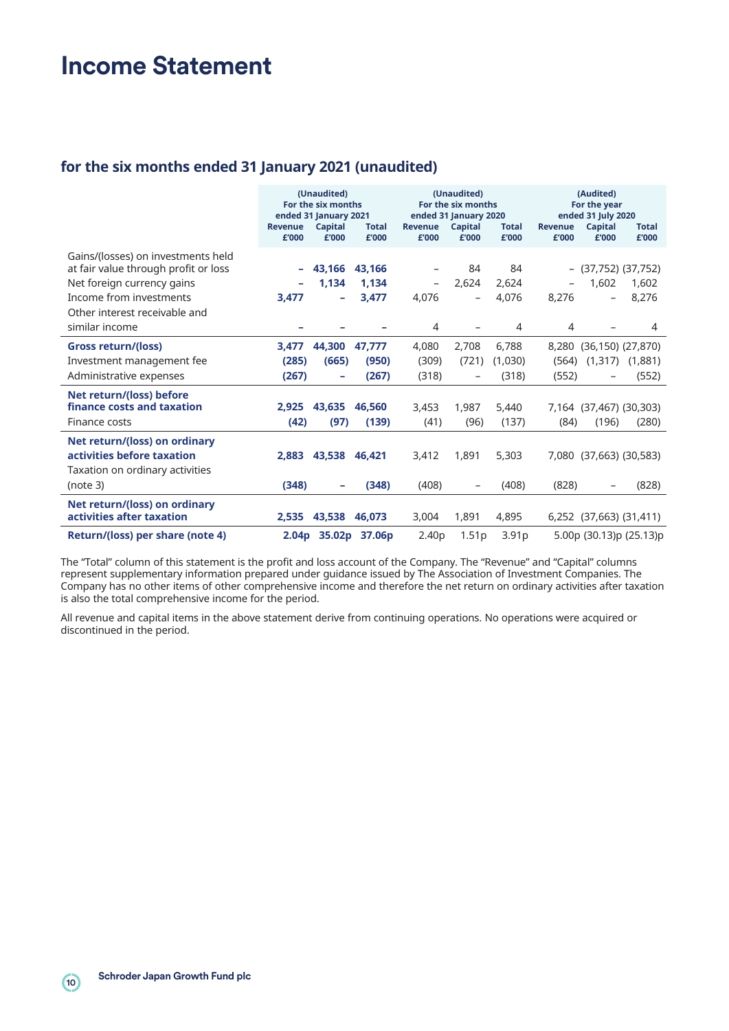# Income Statement

## for the six months ended 31 January 2021 (unaudited)

| | (Unaudited) For the six months ended 31 January 2021 | | | (Unaudited) For the six months ended 31 January 2020 | | | (Audited) For the year ended 31 July 2020 | | |
|---|---|---|---|---|---|---|---|---|---|
| | Revenue £'000 | Capital £'000 | Total £'000 | Revenue £'000 | Capital £'000 | Total £'000 | Revenue £'000 | Capital £'000 | Total £'000 |
| Gains/(losses) on investments held at fair value through profit or loss | – | 43,166 | 43,166 | – | 84 | 84 | – | (37,752) | (37,752) |
| Net foreign currency gains | – | 1,134 | 1,134 | – | 2,624 | 2,624 | – | 1,602 | 1,602 |
| Income from investments | 3,477 | – | 3,477 | 4,076 | – | 4,076 | 8,276 | – | 8,276 |
| Other interest receivable and similar income | – | – | – | 4 | – | 4 | 4 | – | 4 |
| **Gross return/(loss)** | 3,477 | 44,300 | 47,777 | 4,080 | 2,708 | 6,788 | 8,280 | (36,150) | (27,870) |
| Investment management fee | (285) | (665) | (950) | (309) | (721) | (1,030) | (564) | (1,317) | (1,881) |
| Administrative expenses | (267) | – | (267) | (318) | – | (318) | (552) | – | (552) |
| **Net return/(loss) before finance costs and taxation** | 2,925 | 43,635 | 46,560 | 3,453 | 1,987 | 5,440 | 7,164 | (37,467) | (30,303) |
| Finance costs | (42) | (97) | (139) | (41) | (96) | (137) | (84) | (196) | (280) |
| **Net return/(loss) on ordinary activities before taxation** | 2,883 | 43,538 | 46,421 | 3,412 | 1,891 | 5,303 | 7,080 | (37,663) | (30,583) |
| Taxation on ordinary activities (note 3) | (348) | – | (348) | (408) | – | (408) | (828) | – | (828) |
| **Net return/(loss) on ordinary activities after taxation** | 2,535 | 43,538 | 46,073 | 3,004 | 1,891 | 4,895 | 6,252 | (37,663) | (31,411) |
| **Return/(loss) per share (note 4)** | 2.04p | 35.02p | 37.06p | 2.40p | 1.51p | 3.91p | 5.00p | (30.13)p | (25.13)p |

The "Total" column of this statement is the profit and loss account of the Company. The "Revenue" and "Capital" columns represent supplementary information prepared under guidance issued by The Association of Investment Companies. The Company has no other items of other comprehensive income and therefore the net return on ordinary activities after taxation is also the total comprehensive income for the period.

All revenue and capital items in the above statement derive from continuing operations. No operations were acquired or discontinued in the period.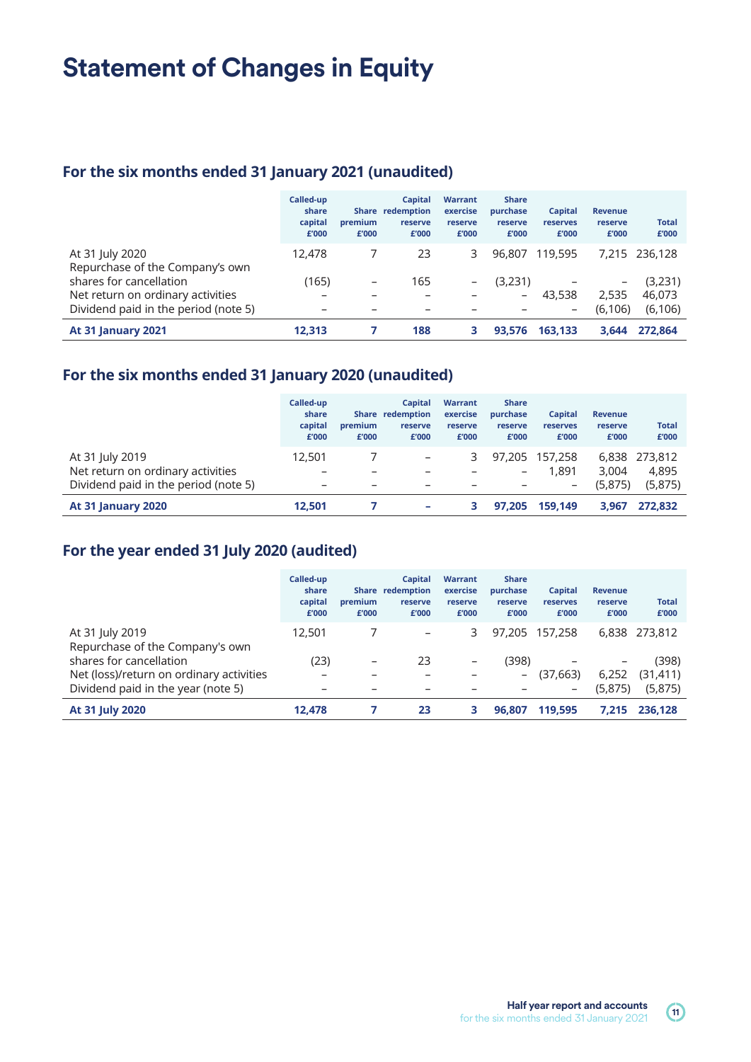# Statement of Changes in Equity

## For the six months ended 31 January 2021 (unaudited)

| | Called-up share capital £'000 | Share premium £'000 | Capital redemption reserve £'000 | Warrant exercise reserve £'000 | Share purchase reserve £'000 | Capital reserves £'000 | Revenue reserve £'000 | Total £'000 |
|---|---|---|---|---|---|---|---|---|
| At 31 July 2020 | 12,478 | 7 | 23 | 3 | 96,807 | 119,595 | 7,215 | 236,128 |
| Repurchase of the Company's own shares for cancellation | (165) | – | 165 | – | (3,231) | – | – | (3,231) |
| Net return on ordinary activities | – | – | – | – | – | 43,538 | 2,535 | 46,073 |
| Dividend paid in the period (note 5) | – | – | – | – | – | – | (6,106) | (6,106) |
| **At 31 January 2021** | **12,313** | **7** | **188** | **3** | **93,576** | **163,133** | **3,644** | **272,864** |

## For the six months ended 31 January 2020 (unaudited)

| | Called-up share capital £'000 | Share premium £'000 | Capital redemption reserve £'000 | Warrant exercise reserve £'000 | Share purchase reserve £'000 | Capital reserves £'000 | Revenue reserve £'000 | Total £'000 |
|---|---|---|---|---|---|---|---|---|
| At 31 July 2019 | 12,501 | 7 | – | 3 | 97,205 | 157,258 | 6,838 | 273,812 |
| Net return on ordinary activities | – | – | – | – | – | 1,891 | 3,004 | 4,895 |
| Dividend paid in the period (note 5) | – | – | – | – | – | – | (5,875) | (5,875) |
| **At 31 January 2020** | **12,501** | **7** | **–** | **3** | **97,205** | **159,149** | **3,967** | **272,832** |

## For the year ended 31 July 2020 (audited)

| | Called-up share capital £'000 | Share premium £'000 | Capital redemption reserve £'000 | Warrant exercise reserve £'000 | Share purchase reserve £'000 | Capital reserves £'000 | Revenue reserve £'000 | Total £'000 |
|---|---|---|---|---|---|---|---|---|
| At 31 July 2019 | 12,501 | 7 | – | 3 | 97,205 | 157,258 | 6,838 | 273,812 |
| Repurchase of the Company's own shares for cancellation | (23) | – | 23 | – | (398) | – | – | (398) |
| Net (loss)/return on ordinary activities | – | – | – | – | – | (37,663) | 6,252 | (31,411) |
| Dividend paid in the year (note 5) | – | – | – | – | – | – | (5,875) | (5,875) |
| **At 31 July 2020** | **12,478** | **7** | **23** | **3** | **96,807** | **119,595** | **7,215** | **236,128** |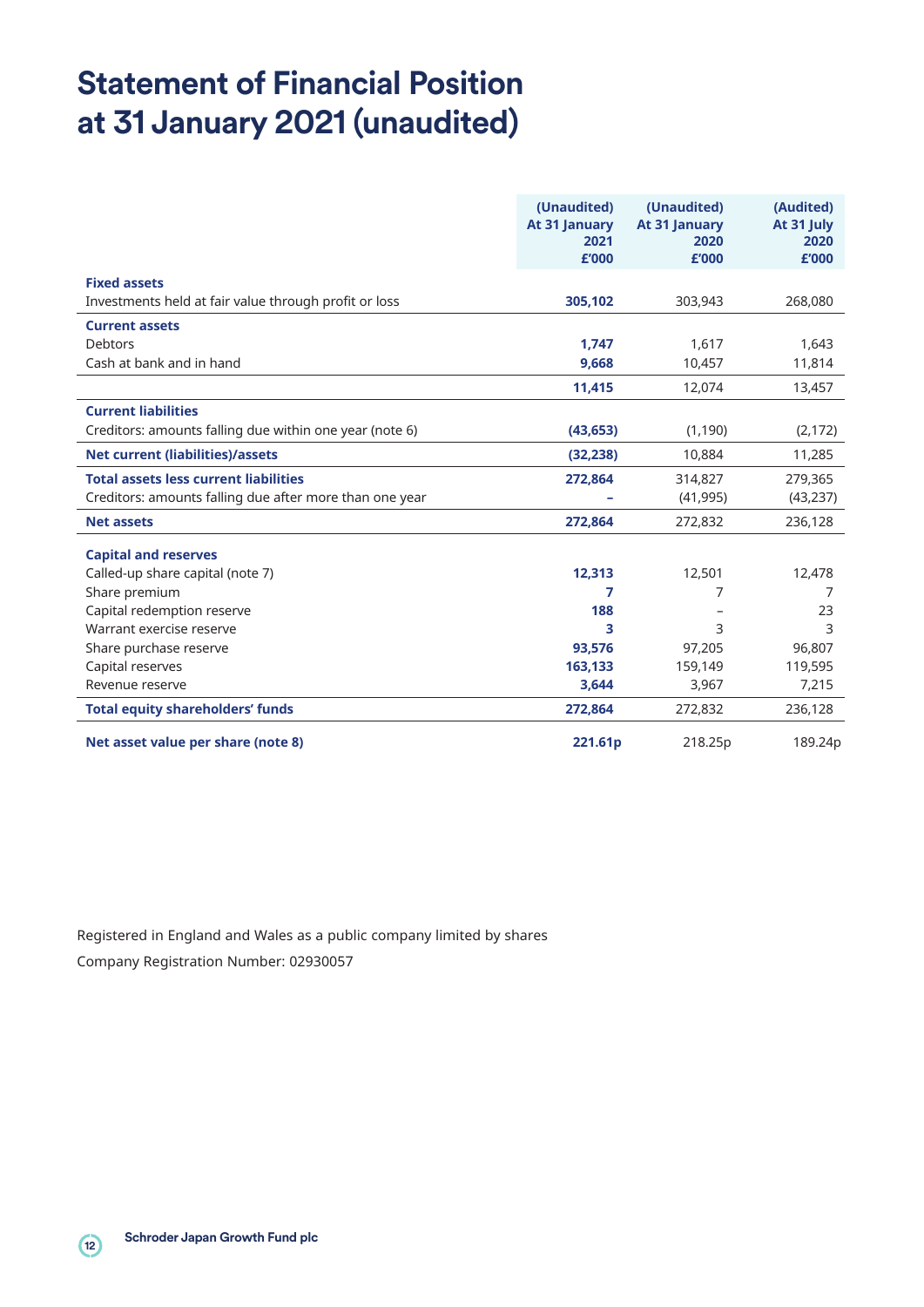# Statement of Financial Position at 31 January 2021 (unaudited)

| | (Unaudited) At 31 January 2021 £'000 | (Unaudited) At 31 January 2020 £'000 | (Audited) At 31 July 2020 £'000 |
|---|---|---|---|
| **Fixed assets** | | | |
| Investments held at fair value through profit or loss | **305,102** | 303,943 | 268,080 |
| **Current assets** | | | |
| Debtors | **1,747** | 1,617 | 1,643 |
| Cash at bank and in hand | **9,668** | 10,457 | 11,814 |
| | **11,415** | 12,074 | 13,457 |
| **Current liabilities** | | | |
| Creditors: amounts falling due within one year (note 6) | **(43,653)** | (1,190) | (2,172) |
| **Net current (liabilities)/assets** | **(32,238)** | 10,884 | 11,285 |
| **Total assets less current liabilities** | **272,864** | 314,827 | 279,365 |
| Creditors: amounts falling due after more than one year | **–** | (41,995) | (43,237) |
| **Net assets** | **272,864** | 272,832 | 236,128 |
| **Capital and reserves** | | | |
| Called-up share capital (note 7) | **12,313** | 12,501 | 12,478 |
| Share premium | **7** | 7 | 7 |
| Capital redemption reserve | **188** | – | 23 |
| Warrant exercise reserve | **3** | 3 | 3 |
| Share purchase reserve | **93,576** | 97,205 | 96,807 |
| Capital reserves | **163,133** | 159,149 | 119,595 |
| Revenue reserve | **3,644** | 3,967 | 7,215 |
| **Total equity shareholders' funds** | **272,864** | 272,832 | 236,128 |
| **Net asset value per share (note 8)** | **221.61p** | 218.25p | 189.24p |

Registered in England and Wales as a public company limited by shares

Company Registration Number: 02930057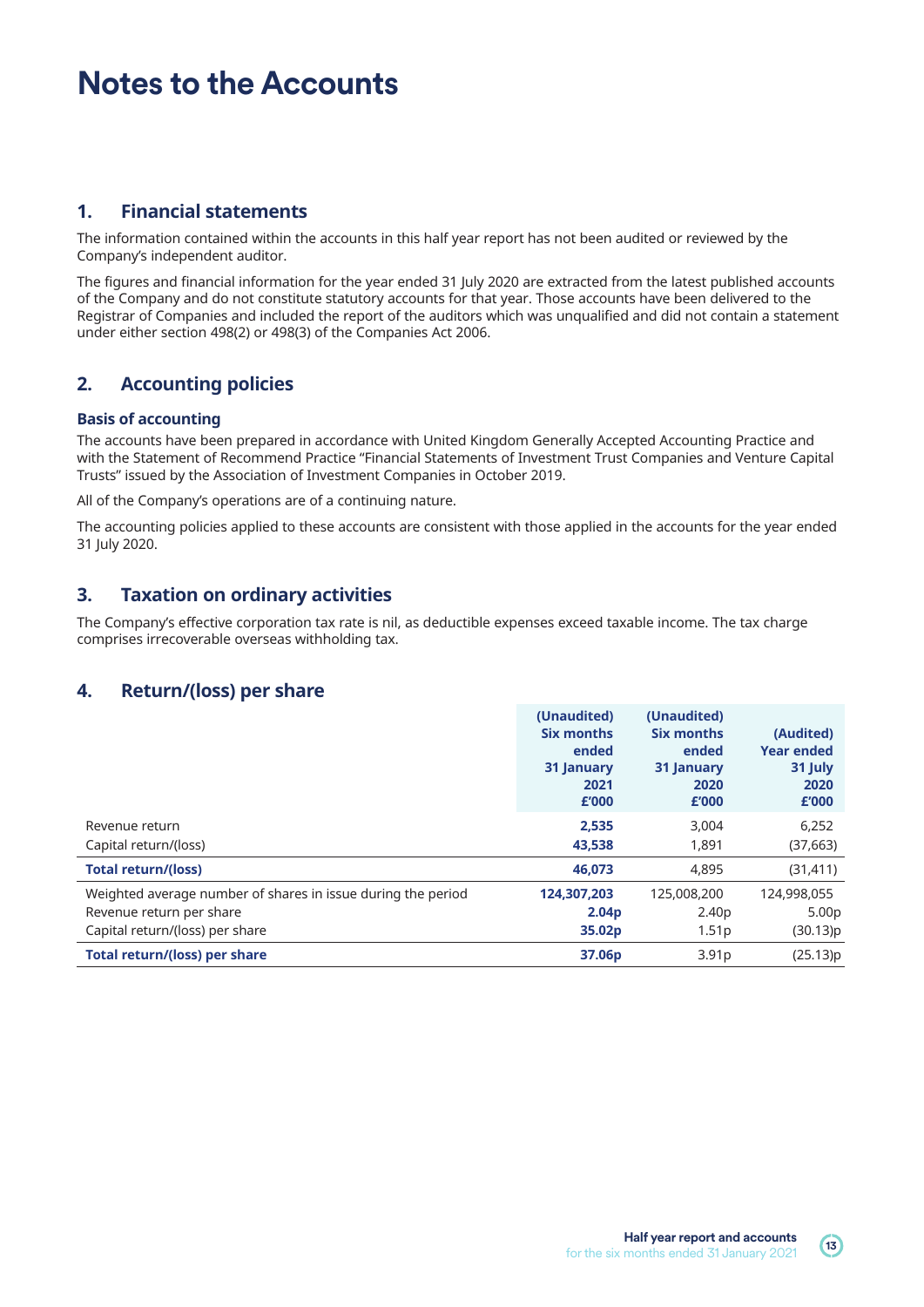# Notes to the Accounts

## 1. Financial statements

The information contained within the accounts in this half year report has not been audited or reviewed by the Company's independent auditor.

The figures and financial information for the year ended 31 July 2020 are extracted from the latest published accounts of the Company and do not constitute statutory accounts for that year. Those accounts have been delivered to the Registrar of Companies and included the report of the auditors which was unqualified and did not contain a statement under either section 498(2) or 498(3) of the Companies Act 2006.

## 2. Accounting policies

### Basis of accounting

The accounts have been prepared in accordance with United Kingdom Generally Accepted Accounting Practice and with the Statement of Recommend Practice "Financial Statements of Investment Trust Companies and Venture Capital Trusts" issued by the Association of Investment Companies in October 2019.

All of the Company's operations are of a continuing nature.

The accounting policies applied to these accounts are consistent with those applied in the accounts for the year ended 31 July 2020.

## 3. Taxation on ordinary activities

The Company's effective corporation tax rate is nil, as deductible expenses exceed taxable income. The tax charge comprises irrecoverable overseas withholding tax.

## 4. Return/(loss) per share

| | (Unaudited) Six months ended 31 January 2021 £'000 | (Unaudited) Six months ended 31 January 2020 £'000 | (Audited) Year ended 31 July 2020 £'000 |
|---|---|---|---|
| Revenue return | **2,535** | 3,004 | 6,252 |
| Capital return/(loss) | **43,538** | 1,891 | (37,663) |
| **Total return/(loss)** | **46,073** | 4,895 | (31,411) |
| Weighted average number of shares in issue during the period | **124,307,203** | 125,008,200 | 124,998,055 |
| Revenue return per share | **2.04p** | 2.40p | 5.00p |
| Capital return/(loss) per share | **35.02p** | 1.51p | (30.13)p |
| **Total return/(loss) per share** | **37.06p** | 3.91p | (25.13)p |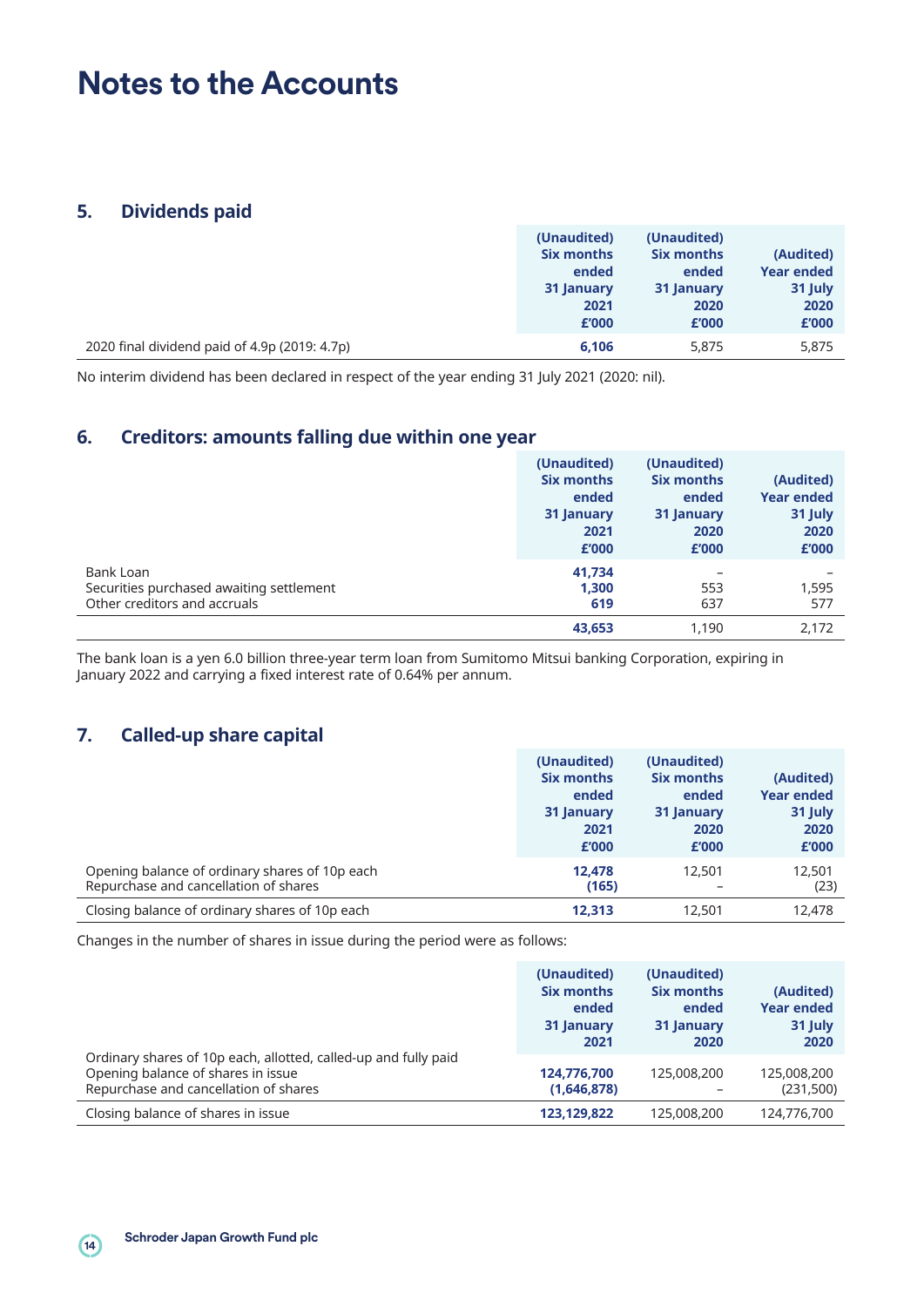# Notes to the Accounts

## 5. Dividends paid

| | (Unaudited) Six months ended 31 January 2021 £'000 | (Unaudited) Six months ended 31 January 2020 £'000 | (Audited) Year ended 31 July 2020 £'000 |
|---|---|---|---|
| 2020 final dividend paid of 4.9p (2019: 4.7p) | **6,106** | 5,875 | 5,875 |

No interim dividend has been declared in respect of the year ending 31 July 2021 (2020: nil).

## 6. Creditors: amounts falling due within one year

| | (Unaudited) Six months ended 31 January 2021 £'000 | (Unaudited) Six months ended 31 January 2020 £'000 | (Audited) Year ended 31 July 2020 £'000 |
|---|---|---|---|
| Bank Loan | **41,734** | – | – |
| Securities purchased awaiting settlement | **1,300** | 553 | 1,595 |
| Other creditors and accruals | **619** | 637 | 577 |
| | **43,653** | 1,190 | 2,172 |

The bank loan is a yen 6.0 billion three-year term loan from Sumitomo Mitsui banking Corporation, expiring in January 2022 and carrying a fixed interest rate of 0.64% per annum.

## 7. Called-up share capital

| | (Unaudited) Six months ended 31 January 2021 £'000 | (Unaudited) Six months ended 31 January 2020 £'000 | (Audited) Year ended 31 July 2020 £'000 |
|---|---|---|---|
| Opening balance of ordinary shares of 10p each | **12,478** | 12,501 | 12,501 |
| Repurchase and cancellation of shares | **(165)** | – | (23) |
| Closing balance of ordinary shares of 10p each | **12,313** | 12,501 | 12,478 |

Changes in the number of shares in issue during the period were as follows:

| | (Unaudited) Six months ended 31 January 2021 | (Unaudited) Six months ended 31 January 2020 | (Audited) Year ended 31 July 2020 |
|---|---|---|---|
| Ordinary shares of 10p each, allotted, called-up and fully paid | | | |
| Opening balance of shares in issue | **124,776,700** | 125,008,200 | 125,008,200 |
| Repurchase and cancellation of shares | **(1,646,878)** | – | (231,500) |
| Closing balance of shares in issue | **123,129,822** | 125,008,200 | 124,776,700 |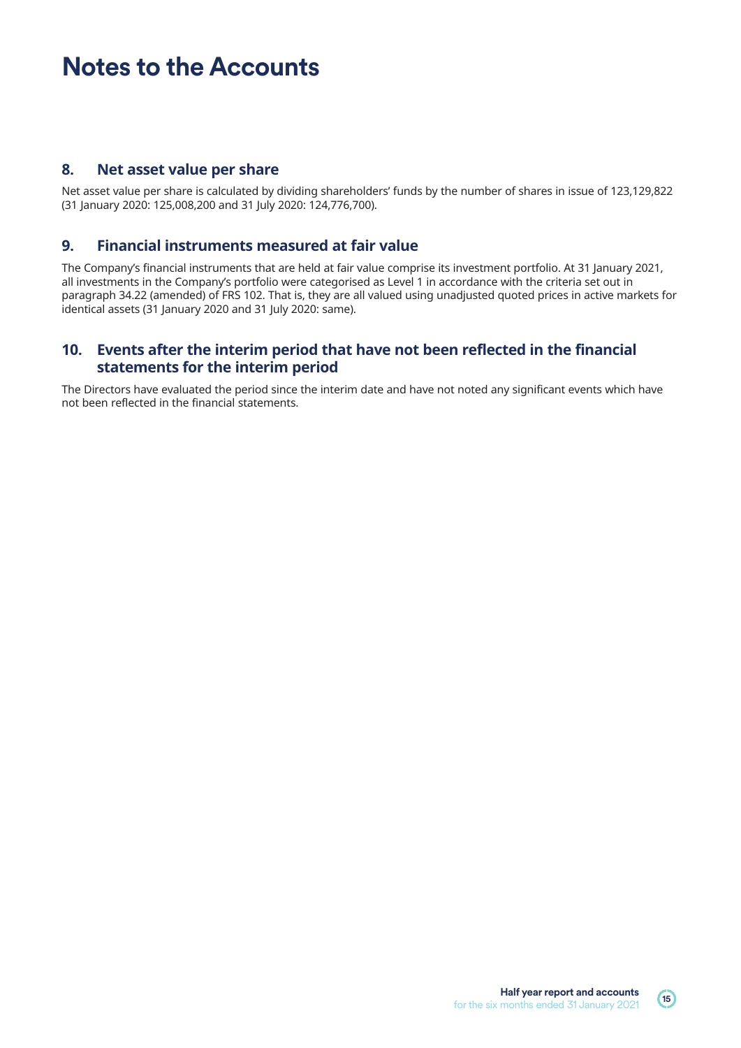# Notes to the Accounts

## 8. Net asset value per share

Net asset value per share is calculated by dividing shareholders' funds by the number of shares in issue of 123,129,822 (31 January 2020: 125,008,200 and 31 July 2020: 124,776,700).

## 9. Financial instruments measured at fair value

The Company's financial instruments that are held at fair value comprise its investment portfolio. At 31 January 2021, all investments in the Company's portfolio were categorised as Level 1 in accordance with the criteria set out in paragraph 34.22 (amended) of FRS 102. That is, they are all valued using unadjusted quoted prices in active markets for identical assets (31 January 2020 and 31 July 2020: same).

## 10. Events after the interim period that have not been reflected in the financial statements for the interim period

The Directors have evaluated the period since the interim date and have not noted any significant events which have not been reflected in the financial statements.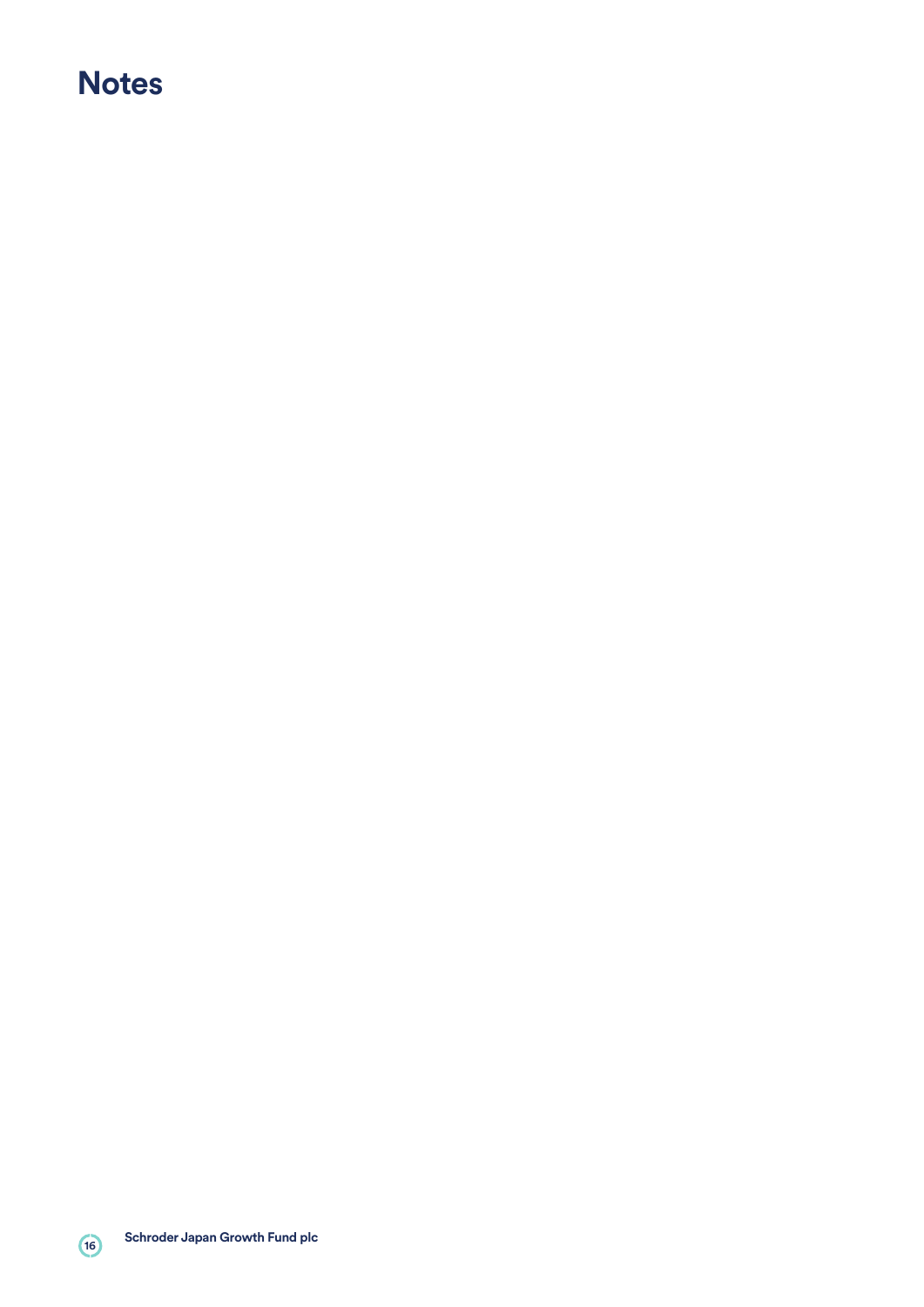# Notes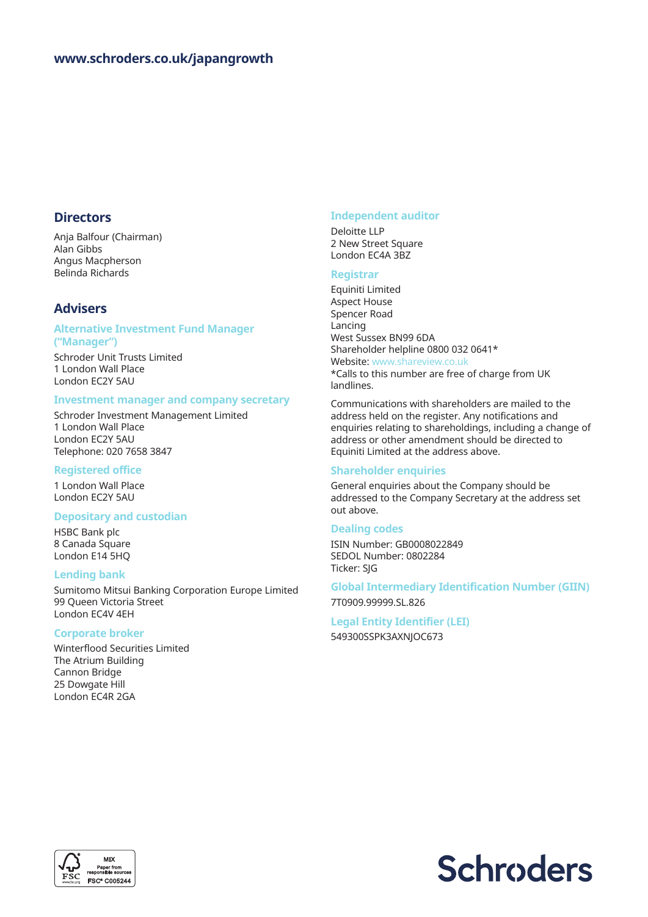www.schroders.co.uk/japangrowth

## Directors

Anja Balfour (Chairman)
Alan Gibbs
Angus Macpherson
Belinda Richards

## Advisers

### Alternative Investment Fund Manager ("Manager")

Schroder Unit Trusts Limited
1 London Wall Place
London EC2Y 5AU

### Investment manager and company secretary

Schroder Investment Management Limited
1 London Wall Place
London EC2Y 5AU
Telephone: 020 7658 3847

### Registered office

1 London Wall Place
London EC2Y 5AU

### Depositary and custodian

HSBC Bank plc
8 Canada Square
London E14 5HQ

### Lending bank

Sumitomo Mitsui Banking Corporation Europe Limited
99 Queen Victoria Street
London EC4V 4EH

### Corporate broker

Winterflood Securities Limited
The Atrium Building
Cannon Bridge
25 Dowgate Hill
London EC4R 2GA

### Independent auditor

Deloitte LLP
2 New Street Square
London EC4A 3BZ

### Registrar

Equiniti Limited
Aspect House
Spencer Road
Lancing
West Sussex BN99 6DA
Shareholder helpline 0800 032 0641*
Website: www.shareview.co.uk
*Calls to this number are free of charge from UK landlines.

Communications with shareholders are mailed to the address held on the register. Any notifications and enquiries relating to shareholdings, including a change of address or other amendment should be directed to Equiniti Limited at the address above.

### Shareholder enquiries

General enquiries about the Company should be addressed to the Company Secretary at the address set out above.

### Dealing codes

ISIN Number: GB0008022849
SEDOL Number: 0802284
Ticker: SJG

### Global Intermediary Identification Number (GIIN)

7T0909.99999.SL.826

### Legal Entity Identifier (LEI)

549300SSPK3AXNJOC673

MIX
Paper from responsible sources
FSC® C005244

Schroders